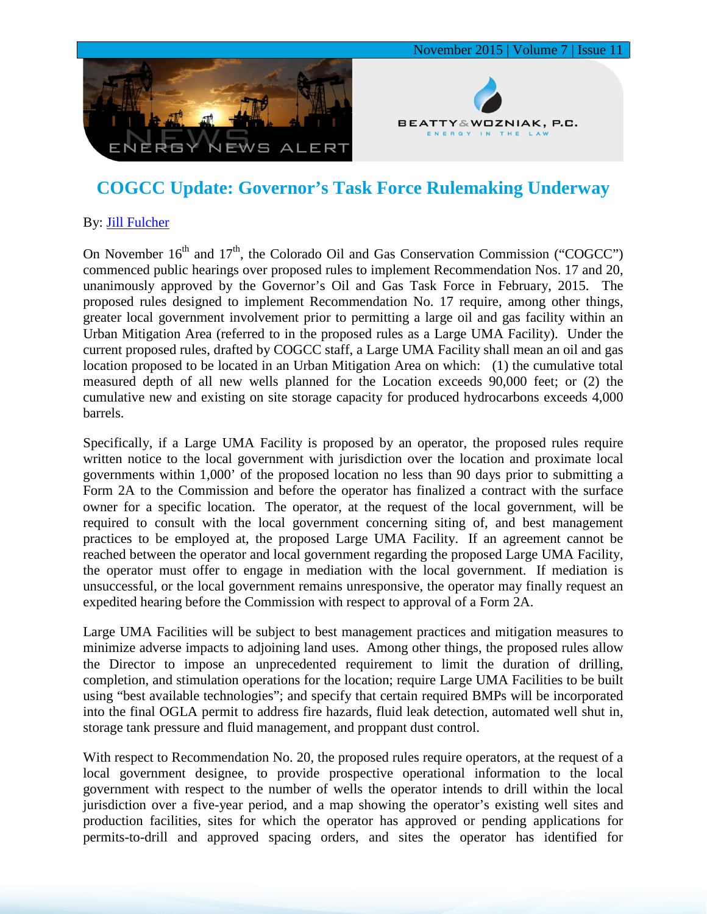# COGCC Update: Governor's Task Force Rulemaking Underway

By: Jill Fulcher

On November 16th and 17th, the Colorado Oil and Gas Conservation Commission ("COGCC") commenced public hearings over proposed rules to implement Recommendation Nos. 17 and 20, unanimously approved by the Governor's Oil and Gas Task Force in February, 2015. The proposed rules designed to implement Recommendation No. 17 require, among other things, greater local government involvement prior to permitting a large oil and gas facility within an Urban Mitigation Area (referred to in the proposed rules as a Large UMA Facility). Under the current proposed rules, drafted by COGCC staff, a Large UMA Facility shall mean an oil and gas location proposed to be located in an Urban Mitigation Area on which: (1) the cumulative total measured depth of all new wells planned for the Location exceeds 90,000 feet; or (2) the cumulative new and existing on site storage capacity for produced hydrocarbons exceeds 4,000 barrels.

Specifically, if a Large UMA Facility is proposed by an operator, the proposed rules require written notice to the local government with jurisdiction over the location and proximate local governments within 1,000' of the proposed location no less than 90 days prior to submitting a Form 2A to the Commission and before the operator has finalized a contract with the surface owner for a specific location. The operator, at the request of the local government, will be required to consult with the local government concerning siting of, and best management practices to be employed at, the proposed Large UMA Facility. If an agreement cannot be reached between the operator and local government regarding the proposed Large UMA Facility, the operator must offer to engage in mediation with the local government. If mediation is unsuccessful, or the local government remains unresponsive, the operator may finally request an expedited hearing before the Commission with respect to approval of a Form 2A.

Large UMA Facilities will be subject to best management practices and mitigation measures to minimize adverse impacts to adjoining land uses. Among other things, the proposed rules allow the Director to impose an unprecedented requirement to limit the duration of drilling, completion, and stimulation operations for the location; require Large UMA Facilities to be built using "best available technologies"; and specify that certain required BMPs will be incorporated into the final OGLA permit to address fire hazards, fluid leak detection, automated well shut in, storage tank pressure and fluid management, and proppant dust control.

With respect to Recommendation No. 20, the proposed rules require operators, at the request of a local government designee, to provide prospective operational information to the local government with respect to the number of wells the operator intends to drill within the local jurisdiction over a five-year period, and a map showing the operator's existing well sites and production facilities, sites for which the operator has approved or pending applications for permits-to-drill and approved spacing orders, and sites the operator has identified for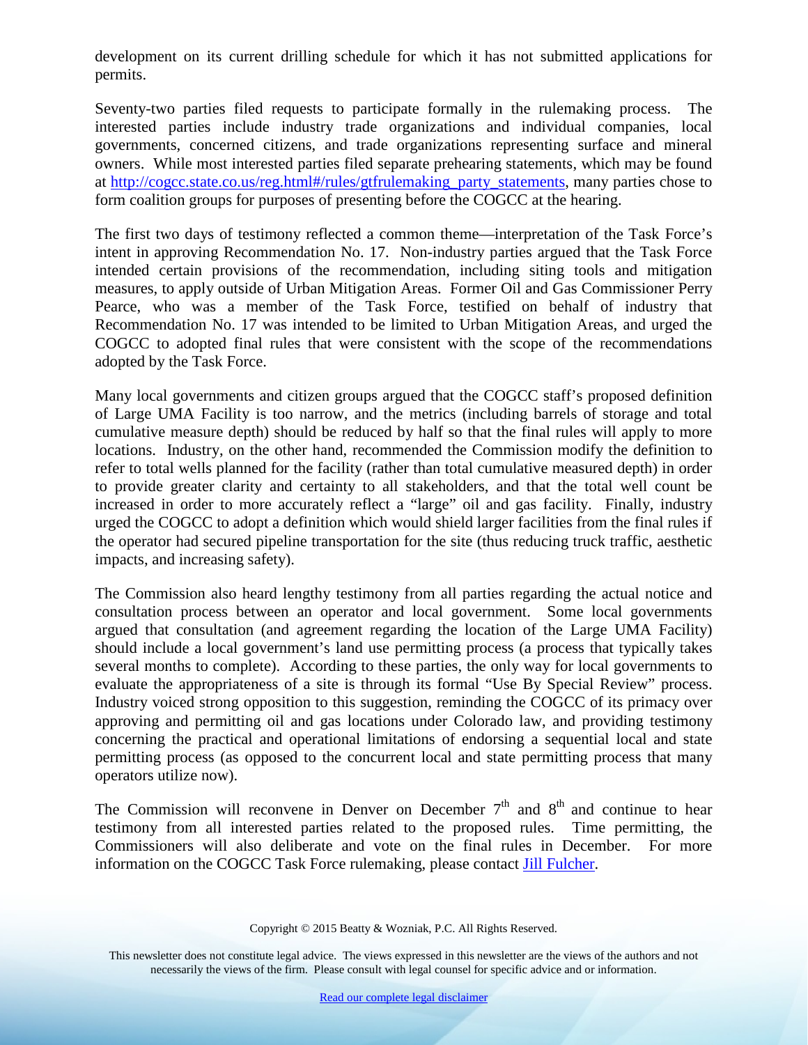development on its current drilling schedule for which it has not submitted applications for permits.

Seventy-two parties filed requests to participate formally in the rulemaking process. The interested parties include industry trade organizations and individual companies, local governments, concerned citizens, and trade organizations representing surface and mineral owners. While most interested parties filed separate prehearing statements, which may be found at [http://cogcc.state.co.us/reg.html#/rules/gtfrulemaking_party_statements](http://cogcc.state.co.us/reg.html#/rules/gtfrulemaking_party_statements), many parties chose to form coalition groups for purposes of presenting before the COGCC at the hearing.

The first two days of testimony reflected a common theme—interpretation of the Task Force's intent in approving Recommendation No. 17. Non-industry parties argued that the Task Force intended certain provisions of the recommendation, including siting tools and mitigation measures, to apply outside of Urban Mitigation Areas. Former Oil and Gas Commissioner Perry Pearce, who was a member of the Task Force, testified on behalf of industry that Recommendation No. 17 was intended to be limited to Urban Mitigation Areas, and urged the COGCC to adopted final rules that were consistent with the scope of the recommendations adopted by the Task Force.

Many local governments and citizen groups argued that the COGCC staff's proposed definition of Large UMA Facility is too narrow, and the metrics (including barrels of storage and total cumulative measure depth) should be reduced by half so that the final rules will apply to more locations. Industry, on the other hand, recommended the Commission modify the definition to refer to total wells planned for the facility (rather than total cumulative measured depth) in order to provide greater clarity and certainty to all stakeholders, and that the total well count be increased in order to more accurately reflect a "large" oil and gas facility. Finally, industry urged the COGCC to adopt a definition which would shield larger facilities from the final rules if the operator had secured pipeline transportation for the site (thus reducing truck traffic, aesthetic impacts, and increasing safety).

The Commission also heard lengthy testimony from all parties regarding the actual notice and consultation process between an operator and local government. Some local governments argued that consultation (and agreement regarding the location of the Large UMA Facility) should include a local government's land use permitting process (a process that typically takes several months to complete). According to these parties, the only way for local governments to evaluate the appropriateness of a site is through its formal "Use By Special Review" process. Industry voiced strong opposition to this suggestion, reminding the COGCC of its primacy over approving and permitting oil and gas locations under Colorado law, and providing testimony concerning the practical and operational limitations of endorsing a sequential local and state permitting process (as opposed to the concurrent local and state permitting process that many operators utilize now).

The Commission will reconvene in Denver on December 7th and 8th and continue to hear testimony from all interested parties related to the proposed rules. Time permitting, the Commissioners will also deliberate and vote on the final rules in December. For more information on the COGCC Task Force rulemaking, please contact Jill Fulcher.

Copyright © 2015 Beatty & Wozniak, P.C. All Rights Reserved.

This newsletter does not constitute legal advice. The views expressed in this newsletter are the views of the authors and not necessarily the views of the firm. Please consult with legal counsel for specific advice and or information.

Read our complete legal disclaimer